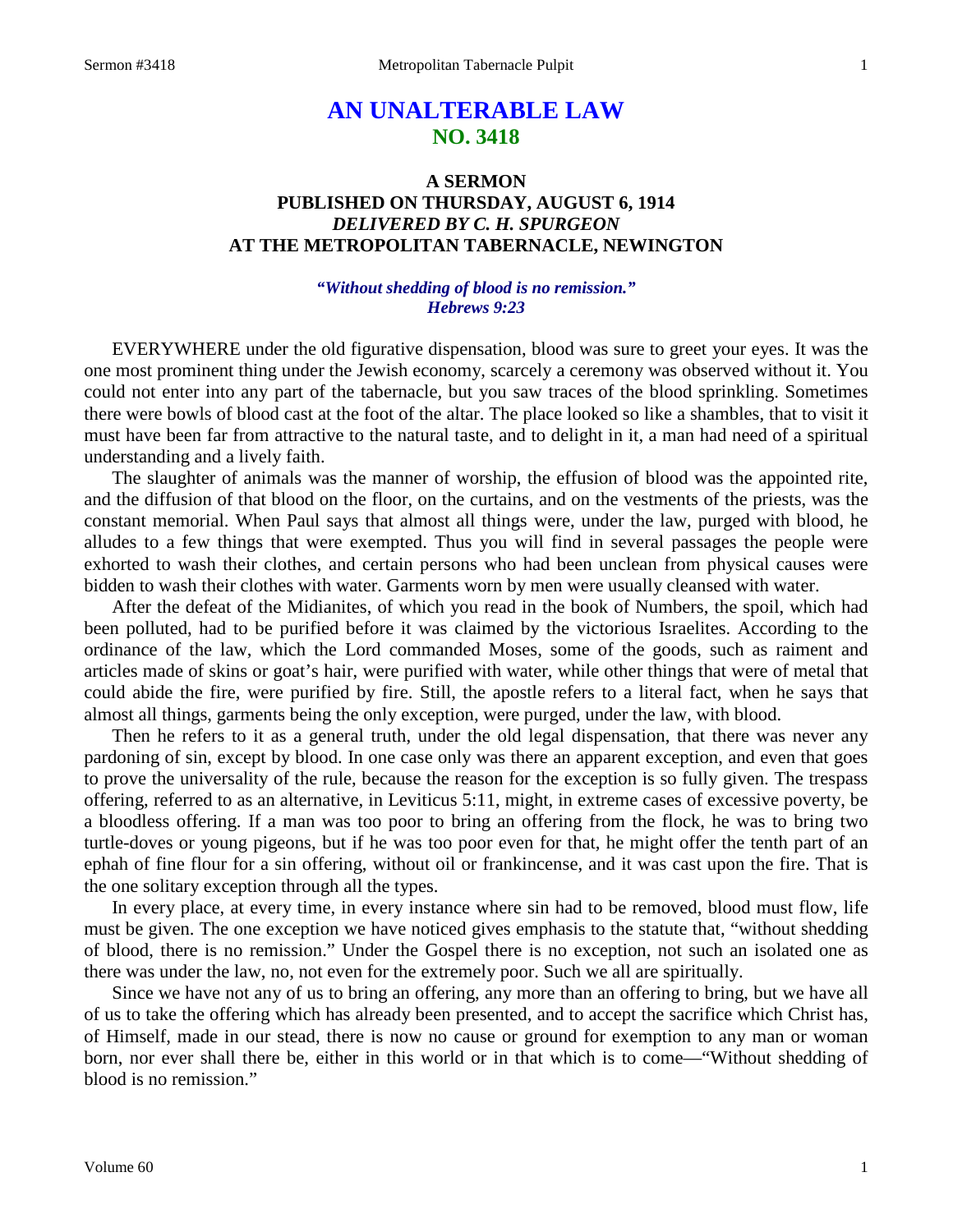# AN UNALTERABLE LAW
## NO. 3418

### A SERMON
### PUBLISHED ON THURSDAY, AUGUST 6, 1914
### *DELIVERED BY C. H. SPURGEON*
### AT THE METROPOLITAN TABERNACLE, NEWINGTON

***"Without shedding of blood is no remission."***
***Hebrews 9:23***

EVERYWHERE under the old figurative dispensation, blood was sure to greet your eyes. It was the one most prominent thing under the Jewish economy, scarcely a ceremony was observed without it. You could not enter into any part of the tabernacle, but you saw traces of the blood sprinkling. Sometimes there were bowls of blood cast at the foot of the altar. The place looked so like a shambles, that to visit it must have been far from attractive to the natural taste, and to delight in it, a man had need of a spiritual understanding and a lively faith.

The slaughter of animals was the manner of worship, the effusion of blood was the appointed rite, and the diffusion of that blood on the floor, on the curtains, and on the vestments of the priests, was the constant memorial. When Paul says that almost all things were, under the law, purged with blood, he alludes to a few things that were exempted. Thus you will find in several passages the people were exhorted to wash their clothes, and certain persons who had been unclean from physical causes were bidden to wash their clothes with water. Garments worn by men were usually cleansed with water.

After the defeat of the Midianites, of which you read in the book of Numbers, the spoil, which had been polluted, had to be purified before it was claimed by the victorious Israelites. According to the ordinance of the law, which the Lord commanded Moses, some of the goods, such as raiment and articles made of skins or goat's hair, were purified with water, while other things that were of metal that could abide the fire, were purified by fire. Still, the apostle refers to a literal fact, when he says that almost all things, garments being the only exception, were purged, under the law, with blood.

Then he refers to it as a general truth, under the old legal dispensation, that there was never any pardoning of sin, except by blood. In one case only was there an apparent exception, and even that goes to prove the universality of the rule, because the reason for the exception is so fully given. The trespass offering, referred to as an alternative, in Leviticus 5:11, might, in extreme cases of excessive poverty, be a bloodless offering. If a man was too poor to bring an offering from the flock, he was to bring two turtle-doves or young pigeons, but if he was too poor even for that, he might offer the tenth part of an ephah of fine flour for a sin offering, without oil or frankincense, and it was cast upon the fire. That is the one solitary exception through all the types.

In every place, at every time, in every instance where sin had to be removed, blood must flow, life must be given. The one exception we have noticed gives emphasis to the statute that, "without shedding of blood, there is no remission." Under the Gospel there is no exception, not such an isolated one as there was under the law, no, not even for the extremely poor. Such we all are spiritually.

Since we have not any of us to bring an offering, any more than an offering to bring, but we have all of us to take the offering which has already been presented, and to accept the sacrifice which Christ has, of Himself, made in our stead, there is now no cause or ground for exemption to any man or woman born, nor ever shall there be, either in this world or in that which is to come—"Without shedding of blood is no remission."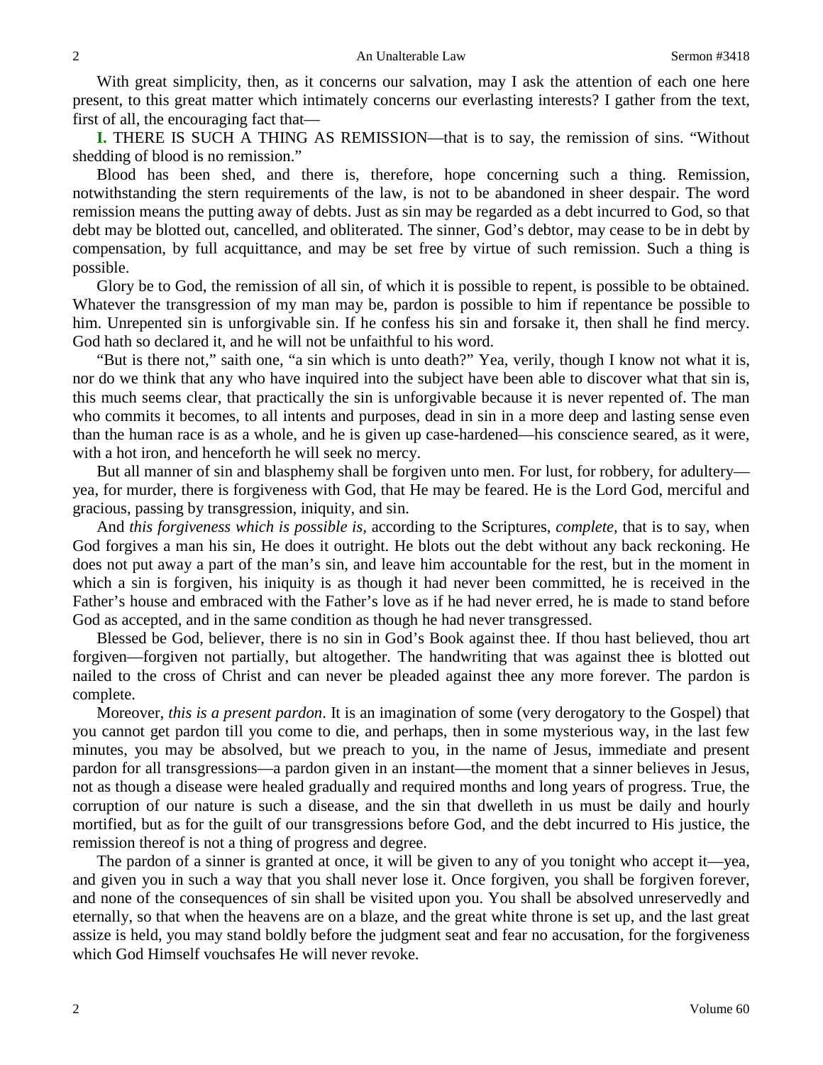With great simplicity, then, as it concerns our salvation, may I ask the attention of each one here present, to this great matter which intimately concerns our everlasting interests? I gather from the text, first of all, the encouraging fact that—

**I.** THERE IS SUCH A THING AS REMISSION—that is to say, the remission of sins. "Without shedding of blood is no remission."

Blood has been shed, and there is, therefore, hope concerning such a thing. Remission, notwithstanding the stern requirements of the law, is not to be abandoned in sheer despair. The word remission means the putting away of debts. Just as sin may be regarded as a debt incurred to God, so that debt may be blotted out, cancelled, and obliterated. The sinner, God's debtor, may cease to be in debt by compensation, by full acquittance, and may be set free by virtue of such remission. Such a thing is possible.

Glory be to God, the remission of all sin, of which it is possible to repent, is possible to be obtained. Whatever the transgression of my man may be, pardon is possible to him if repentance be possible to him. Unrepented sin is unforgivable sin. If he confess his sin and forsake it, then shall he find mercy. God hath so declared it, and he will not be unfaithful to his word.

"But is there not," saith one, "a sin which is unto death?" Yea, verily, though I know not what it is, nor do we think that any who have inquired into the subject have been able to discover what that sin is, this much seems clear, that practically the sin is unforgivable because it is never repented of. The man who commits it becomes, to all intents and purposes, dead in sin in a more deep and lasting sense even than the human race is as a whole, and he is given up case-hardened—his conscience seared, as it were, with a hot iron, and henceforth he will seek no mercy.

But all manner of sin and blasphemy shall be forgiven unto men. For lust, for robbery, for adultery—yea, for murder, there is forgiveness with God, that He may be feared. He is the Lord God, merciful and gracious, passing by transgression, iniquity, and sin.

And *this forgiveness which is possible is*, according to the Scriptures, *complete*, that is to say, when God forgives a man his sin, He does it outright. He blots out the debt without any back reckoning. He does not put away a part of the man's sin, and leave him accountable for the rest, but in the moment in which a sin is forgiven, his iniquity is as though it had never been committed, he is received in the Father's house and embraced with the Father's love as if he had never erred, he is made to stand before God as accepted, and in the same condition as though he had never transgressed.

Blessed be God, believer, there is no sin in God's Book against thee. If thou hast believed, thou art forgiven—forgiven not partially, but altogether. The handwriting that was against thee is blotted out nailed to the cross of Christ and can never be pleaded against thee any more forever. The pardon is complete.

Moreover, *this is a present pardon*. It is an imagination of some (very derogatory to the Gospel) that you cannot get pardon till you come to die, and perhaps, then in some mysterious way, in the last few minutes, you may be absolved, but we preach to you, in the name of Jesus, immediate and present pardon for all transgressions—a pardon given in an instant—the moment that a sinner believes in Jesus, not as though a disease were healed gradually and required months and long years of progress. True, the corruption of our nature is such a disease, and the sin that dwelleth in us must be daily and hourly mortified, but as for the guilt of our transgressions before God, and the debt incurred to His justice, the remission thereof is not a thing of progress and degree.

The pardon of a sinner is granted at once, it will be given to any of you tonight who accept it—yea, and given you in such a way that you shall never lose it. Once forgiven, you shall be forgiven forever, and none of the consequences of sin shall be visited upon you. You shall be absolved unreservedly and eternally, so that when the heavens are on a blaze, and the great white throne is set up, and the last great assize is held, you may stand boldly before the judgment seat and fear no accusation, for the forgiveness which God Himself vouchsafes He will never revoke.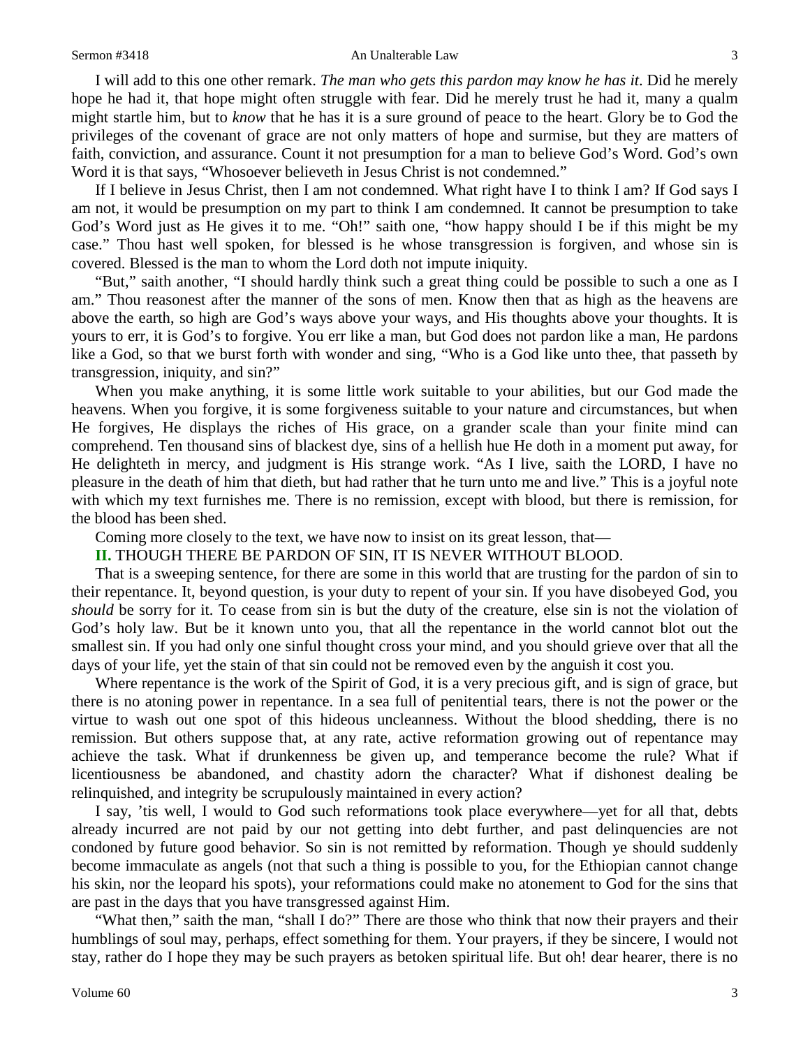I will add to this one other remark. *The man who gets this pardon may know he has it*. Did he merely hope he had it, that hope might often struggle with fear. Did he merely trust he had it, many a qualm might startle him, but to *know* that he has it is a sure ground of peace to the heart. Glory be to God the privileges of the covenant of grace are not only matters of hope and surmise, but they are matters of faith, conviction, and assurance. Count it not presumption for a man to believe God's Word. God's own Word it is that says, "Whosoever believeth in Jesus Christ is not condemned."

If I believe in Jesus Christ, then I am not condemned. What right have I to think I am? If God says I am not, it would be presumption on my part to think I am condemned. It cannot be presumption to take God's Word just as He gives it to me. "Oh!" saith one, "how happy should I be if this might be my case." Thou hast well spoken, for blessed is he whose transgression is forgiven, and whose sin is covered. Blessed is the man to whom the Lord doth not impute iniquity.

"But," saith another, "I should hardly think such a great thing could be possible to such a one as I am." Thou reasonest after the manner of the sons of men. Know then that as high as the heavens are above the earth, so high are God's ways above your ways, and His thoughts above your thoughts. It is yours to err, it is God's to forgive. You err like a man, but God does not pardon like a man, He pardons like a God, so that we burst forth with wonder and sing, "Who is a God like unto thee, that passeth by transgression, iniquity, and sin?"

When you make anything, it is some little work suitable to your abilities, but our God made the heavens. When you forgive, it is some forgiveness suitable to your nature and circumstances, but when He forgives, He displays the riches of His grace, on a grander scale than your finite mind can comprehend. Ten thousand sins of blackest dye, sins of a hellish hue He doth in a moment put away, for He delighteth in mercy, and judgment is His strange work. "As I live, saith the LORD, I have no pleasure in the death of him that dieth, but had rather that he turn unto me and live." This is a joyful note with which my text furnishes me. There is no remission, except with blood, but there is remission, for the blood has been shed.

Coming more closely to the text, we have now to insist on its great lesson, that—

**II.** THOUGH THERE BE PARDON OF SIN, IT IS NEVER WITHOUT BLOOD.

That is a sweeping sentence, for there are some in this world that are trusting for the pardon of sin to their repentance. It, beyond question, is your duty to repent of your sin. If you have disobeyed God, you *should* be sorry for it. To cease from sin is but the duty of the creature, else sin is not the violation of God's holy law. But be it known unto you, that all the repentance in the world cannot blot out the smallest sin. If you had only one sinful thought cross your mind, and you should grieve over that all the days of your life, yet the stain of that sin could not be removed even by the anguish it cost you.

Where repentance is the work of the Spirit of God, it is a very precious gift, and is sign of grace, but there is no atoning power in repentance. In a sea full of penitential tears, there is not the power or the virtue to wash out one spot of this hideous uncleanness. Without the blood shedding, there is no remission. But others suppose that, at any rate, active reformation growing out of repentance may achieve the task. What if drunkenness be given up, and temperance become the rule? What if licentiousness be abandoned, and chastity adorn the character? What if dishonest dealing be relinquished, and integrity be scrupulously maintained in every action?

I say, 'tis well, I would to God such reformations took place everywhere—yet for all that, debts already incurred are not paid by our not getting into debt further, and past delinquencies are not condoned by future good behavior. So sin is not remitted by reformation. Though ye should suddenly become immaculate as angels (not that such a thing is possible to you, for the Ethiopian cannot change his skin, nor the leopard his spots), your reformations could make no atonement to God for the sins that are past in the days that you have transgressed against Him.

"What then," saith the man, "shall I do?" There are those who think that now their prayers and their humblings of soul may, perhaps, effect something for them. Your prayers, if they be sincere, I would not stay, rather do I hope they may be such prayers as betoken spiritual life. But oh! dear hearer, there is no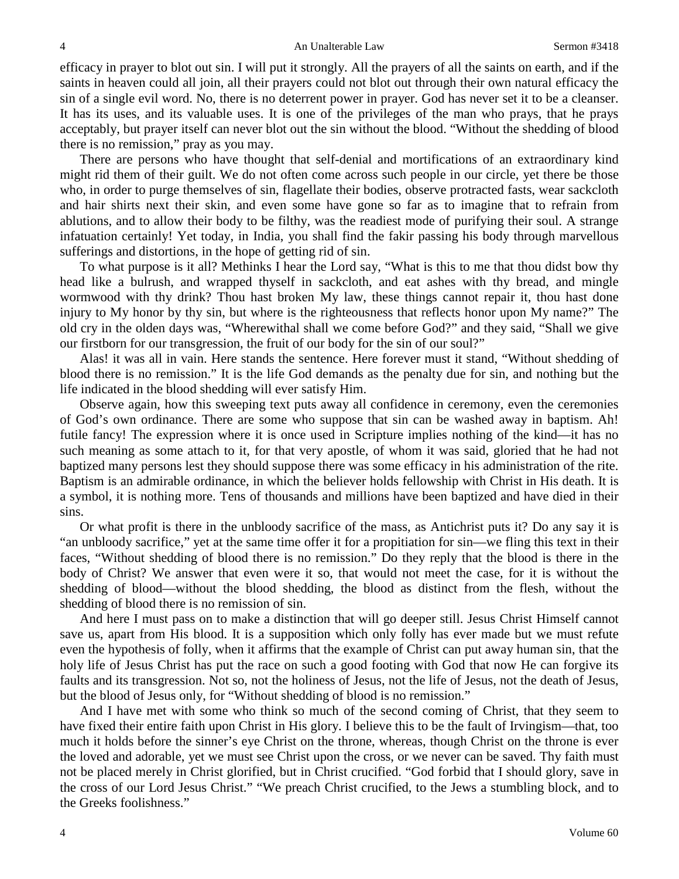efficacy in prayer to blot out sin. I will put it strongly. All the prayers of all the saints on earth, and if the saints in heaven could all join, all their prayers could not blot out through their own natural efficacy the sin of a single evil word. No, there is no deterrent power in prayer. God has never set it to be a cleanser. It has its uses, and its valuable uses. It is one of the privileges of the man who prays, that he prays acceptably, but prayer itself can never blot out the sin without the blood. "Without the shedding of blood there is no remission," pray as you may.

There are persons who have thought that self-denial and mortifications of an extraordinary kind might rid them of their guilt. We do not often come across such people in our circle, yet there be those who, in order to purge themselves of sin, flagellate their bodies, observe protracted fasts, wear sackcloth and hair shirts next their skin, and even some have gone so far as to imagine that to refrain from ablutions, and to allow their body to be filthy, was the readiest mode of purifying their soul. A strange infatuation certainly! Yet today, in India, you shall find the fakir passing his body through marvellous sufferings and distortions, in the hope of getting rid of sin.

To what purpose is it all? Methinks I hear the Lord say, "What is this to me that thou didst bow thy head like a bulrush, and wrapped thyself in sackcloth, and eat ashes with thy bread, and mingle wormwood with thy drink? Thou hast broken My law, these things cannot repair it, thou hast done injury to My honor by thy sin, but where is the righteousness that reflects honor upon My name?" The old cry in the olden days was, "Wherewithal shall we come before God?" and they said, "Shall we give our firstborn for our transgression, the fruit of our body for the sin of our soul?"

Alas! it was all in vain. Here stands the sentence. Here forever must it stand, "Without shedding of blood there is no remission." It is the life God demands as the penalty due for sin, and nothing but the life indicated in the blood shedding will ever satisfy Him.

Observe again, how this sweeping text puts away all confidence in ceremony, even the ceremonies of God's own ordinance. There are some who suppose that sin can be washed away in baptism. Ah! futile fancy! The expression where it is once used in Scripture implies nothing of the kind—it has no such meaning as some attach to it, for that very apostle, of whom it was said, gloried that he had not baptized many persons lest they should suppose there was some efficacy in his administration of the rite. Baptism is an admirable ordinance, in which the believer holds fellowship with Christ in His death. It is a symbol, it is nothing more. Tens of thousands and millions have been baptized and have died in their sins.

Or what profit is there in the unbloody sacrifice of the mass, as Antichrist puts it? Do any say it is "an unbloody sacrifice," yet at the same time offer it for a propitiation for sin—we fling this text in their faces, "Without shedding of blood there is no remission." Do they reply that the blood is there in the body of Christ? We answer that even were it so, that would not meet the case, for it is without the shedding of blood—without the blood shedding, the blood as distinct from the flesh, without the shedding of blood there is no remission of sin.

And here I must pass on to make a distinction that will go deeper still. Jesus Christ Himself cannot save us, apart from His blood. It is a supposition which only folly has ever made but we must refute even the hypothesis of folly, when it affirms that the example of Christ can put away human sin, that the holy life of Jesus Christ has put the race on such a good footing with God that now He can forgive its faults and its transgression. Not so, not the holiness of Jesus, not the life of Jesus, not the death of Jesus, but the blood of Jesus only, for "Without shedding of blood is no remission."

And I have met with some who think so much of the second coming of Christ, that they seem to have fixed their entire faith upon Christ in His glory. I believe this to be the fault of Irvingism—that, too much it holds before the sinner's eye Christ on the throne, whereas, though Christ on the throne is ever the loved and adorable, yet we must see Christ upon the cross, or we never can be saved. Thy faith must not be placed merely in Christ glorified, but in Christ crucified. "God forbid that I should glory, save in the cross of our Lord Jesus Christ." "We preach Christ crucified, to the Jews a stumbling block, and to the Greeks foolishness."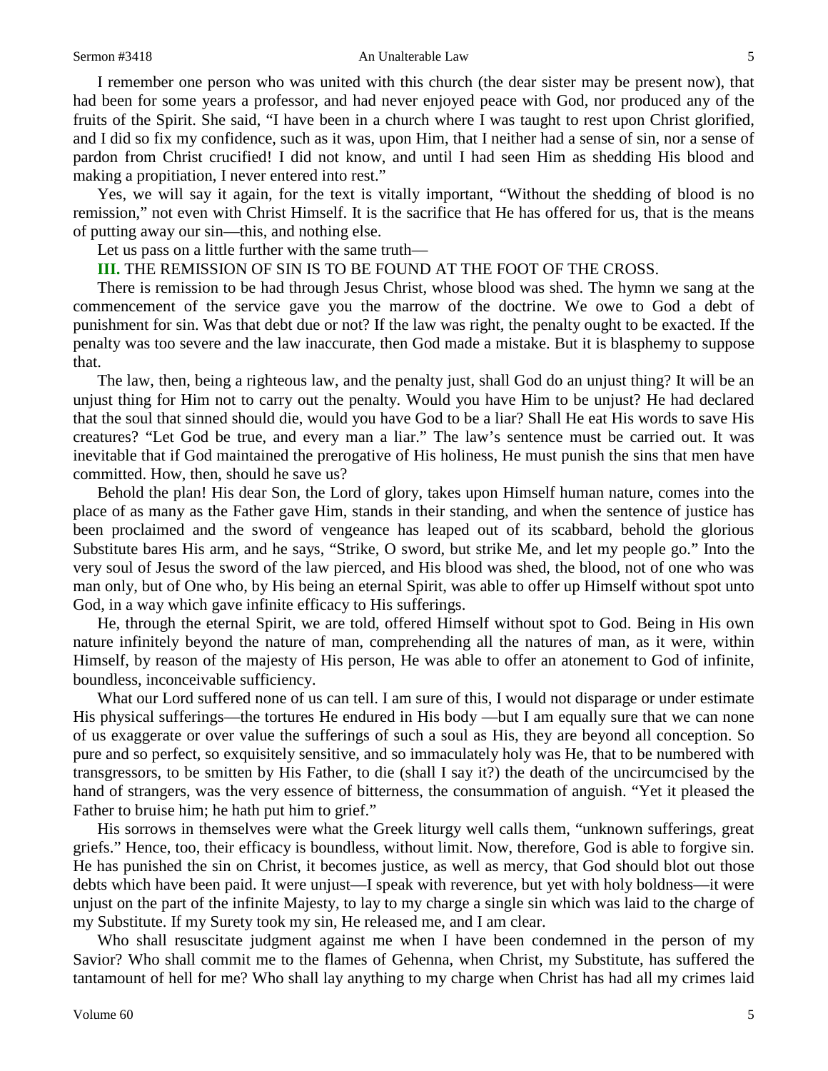I remember one person who was united with this church (the dear sister may be present now), that had been for some years a professor, and had never enjoyed peace with God, nor produced any of the fruits of the Spirit. She said, "I have been in a church where I was taught to rest upon Christ glorified, and I did so fix my confidence, such as it was, upon Him, that I neither had a sense of sin, nor a sense of pardon from Christ crucified! I did not know, and until I had seen Him as shedding His blood and making a propitiation, I never entered into rest."

Yes, we will say it again, for the text is vitally important, "Without the shedding of blood is no remission," not even with Christ Himself. It is the sacrifice that He has offered for us, that is the means of putting away our sin—this, and nothing else.

Let us pass on a little further with the same truth—

**III.** THE REMISSION OF SIN IS TO BE FOUND AT THE FOOT OF THE CROSS.

There is remission to be had through Jesus Christ, whose blood was shed. The hymn we sang at the commencement of the service gave you the marrow of the doctrine. We owe to God a debt of punishment for sin. Was that debt due or not? If the law was right, the penalty ought to be exacted. If the penalty was too severe and the law inaccurate, then God made a mistake. But it is blasphemy to suppose that.

The law, then, being a righteous law, and the penalty just, shall God do an unjust thing? It will be an unjust thing for Him not to carry out the penalty. Would you have Him to be unjust? He had declared that the soul that sinned should die, would you have God to be a liar? Shall He eat His words to save His creatures? "Let God be true, and every man a liar." The law's sentence must be carried out. It was inevitable that if God maintained the prerogative of His holiness, He must punish the sins that men have committed. How, then, should he save us?

Behold the plan! His dear Son, the Lord of glory, takes upon Himself human nature, comes into the place of as many as the Father gave Him, stands in their standing, and when the sentence of justice has been proclaimed and the sword of vengeance has leaped out of its scabbard, behold the glorious Substitute bares His arm, and he says, "Strike, O sword, but strike Me, and let my people go." Into the very soul of Jesus the sword of the law pierced, and His blood was shed, the blood, not of one who was man only, but of One who, by His being an eternal Spirit, was able to offer up Himself without spot unto God, in a way which gave infinite efficacy to His sufferings.

He, through the eternal Spirit, we are told, offered Himself without spot to God. Being in His own nature infinitely beyond the nature of man, comprehending all the natures of man, as it were, within Himself, by reason of the majesty of His person, He was able to offer an atonement to God of infinite, boundless, inconceivable sufficiency.

What our Lord suffered none of us can tell. I am sure of this, I would not disparage or under estimate His physical sufferings—the tortures He endured in His body —but I am equally sure that we can none of us exaggerate or over value the sufferings of such a soul as His, they are beyond all conception. So pure and so perfect, so exquisitely sensitive, and so immaculately holy was He, that to be numbered with transgressors, to be smitten by His Father, to die (shall I say it?) the death of the uncircumcised by the hand of strangers, was the very essence of bitterness, the consummation of anguish. "Yet it pleased the Father to bruise him; he hath put him to grief."

His sorrows in themselves were what the Greek liturgy well calls them, "unknown sufferings, great griefs." Hence, too, their efficacy is boundless, without limit. Now, therefore, God is able to forgive sin. He has punished the sin on Christ, it becomes justice, as well as mercy, that God should blot out those debts which have been paid. It were unjust—I speak with reverence, but yet with holy boldness—it were unjust on the part of the infinite Majesty, to lay to my charge a single sin which was laid to the charge of my Substitute. If my Surety took my sin, He released me, and I am clear.

Who shall resuscitate judgment against me when I have been condemned in the person of my Savior? Who shall commit me to the flames of Gehenna, when Christ, my Substitute, has suffered the tantamount of hell for me? Who shall lay anything to my charge when Christ has had all my crimes laid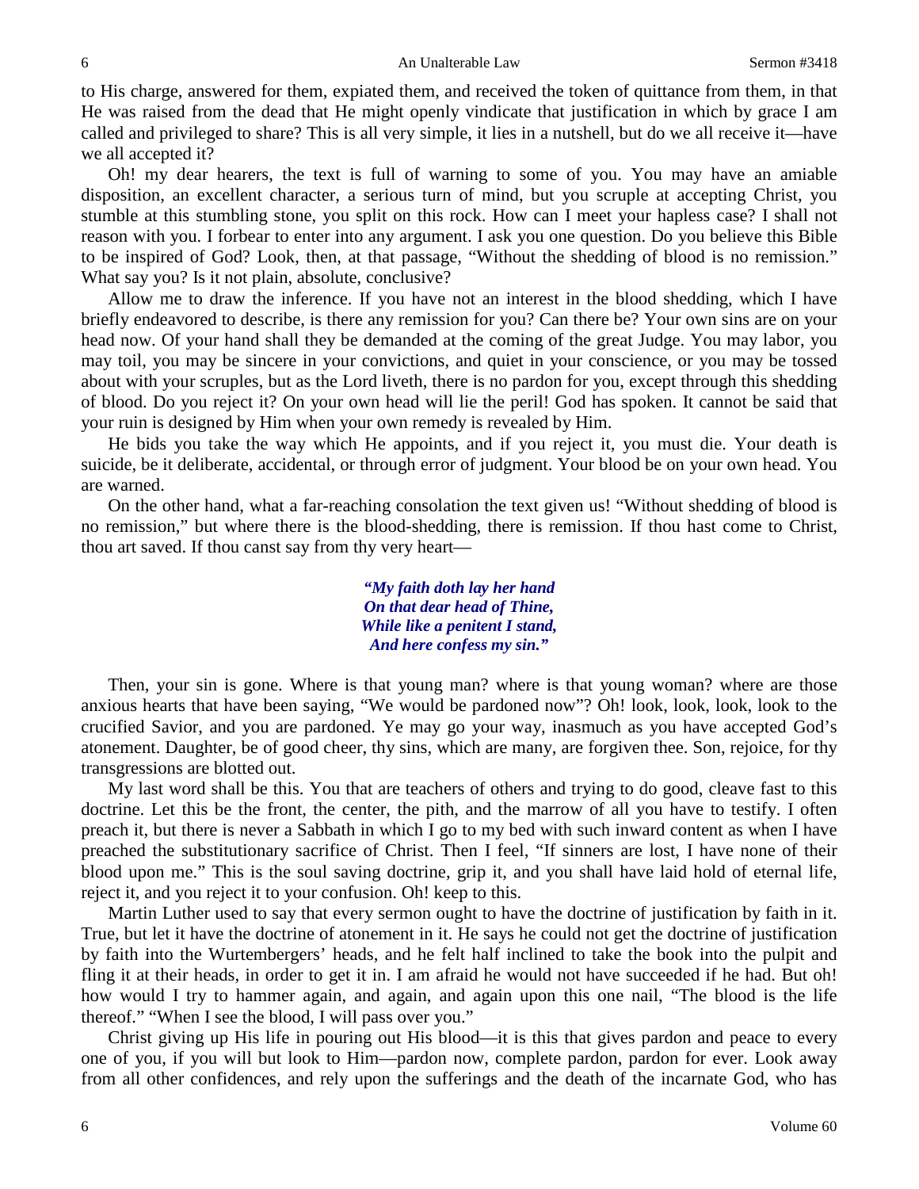to His charge, answered for them, expiated them, and received the token of quittance from them, in that He was raised from the dead that He might openly vindicate that justification in which by grace I am called and privileged to share? This is all very simple, it lies in a nutshell, but do we all receive it—have we all accepted it?

Oh! my dear hearers, the text is full of warning to some of you. You may have an amiable disposition, an excellent character, a serious turn of mind, but you scruple at accepting Christ, you stumble at this stumbling stone, you split on this rock. How can I meet your hapless case? I shall not reason with you. I forbear to enter into any argument. I ask you one question. Do you believe this Bible to be inspired of God? Look, then, at that passage, "Without the shedding of blood is no remission." What say you? Is it not plain, absolute, conclusive?

Allow me to draw the inference. If you have not an interest in the blood shedding, which I have briefly endeavored to describe, is there any remission for you? Can there be? Your own sins are on your head now. Of your hand shall they be demanded at the coming of the great Judge. You may labor, you may toil, you may be sincere in your convictions, and quiet in your conscience, or you may be tossed about with your scruples, but as the Lord liveth, there is no pardon for you, except through this shedding of blood. Do you reject it? On your own head will lie the peril! God has spoken. It cannot be said that your ruin is designed by Him when your own remedy is revealed by Him.

He bids you take the way which He appoints, and if you reject it, you must die. Your death is suicide, be it deliberate, accidental, or through error of judgment. Your blood be on your own head. You are warned.

On the other hand, what a far-reaching consolation the text given us! "Without shedding of blood is no remission," but where there is the blood-shedding, there is remission. If thou hast come to Christ, thou art saved. If thou canst say from thy very heart—

> ***"My faith doth lay her hand***
> ***On that dear head of Thine,***
> ***While like a penitent I stand,***
> ***And here confess my sin."***

Then, your sin is gone. Where is that young man? where is that young woman? where are those anxious hearts that have been saying, "We would be pardoned now"? Oh! look, look, look, look to the crucified Savior, and you are pardoned. Ye may go your way, inasmuch as you have accepted God's atonement. Daughter, be of good cheer, thy sins, which are many, are forgiven thee. Son, rejoice, for thy transgressions are blotted out.

My last word shall be this. You that are teachers of others and trying to do good, cleave fast to this doctrine. Let this be the front, the center, the pith, and the marrow of all you have to testify. I often preach it, but there is never a Sabbath in which I go to my bed with such inward content as when I have preached the substitutionary sacrifice of Christ. Then I feel, "If sinners are lost, I have none of their blood upon me." This is the soul saving doctrine, grip it, and you shall have laid hold of eternal life, reject it, and you reject it to your confusion. Oh! keep to this.

Martin Luther used to say that every sermon ought to have the doctrine of justification by faith in it. True, but let it have the doctrine of atonement in it. He says he could not get the doctrine of justification by faith into the Wurtembergers' heads, and he felt half inclined to take the book into the pulpit and fling it at their heads, in order to get it in. I am afraid he would not have succeeded if he had. But oh! how would I try to hammer again, and again, and again upon this one nail, "The blood is the life thereof." "When I see the blood, I will pass over you."

Christ giving up His life in pouring out His blood—it is this that gives pardon and peace to every one of you, if you will but look to Him—pardon now, complete pardon, pardon for ever. Look away from all other confidences, and rely upon the sufferings and the death of the incarnate God, who has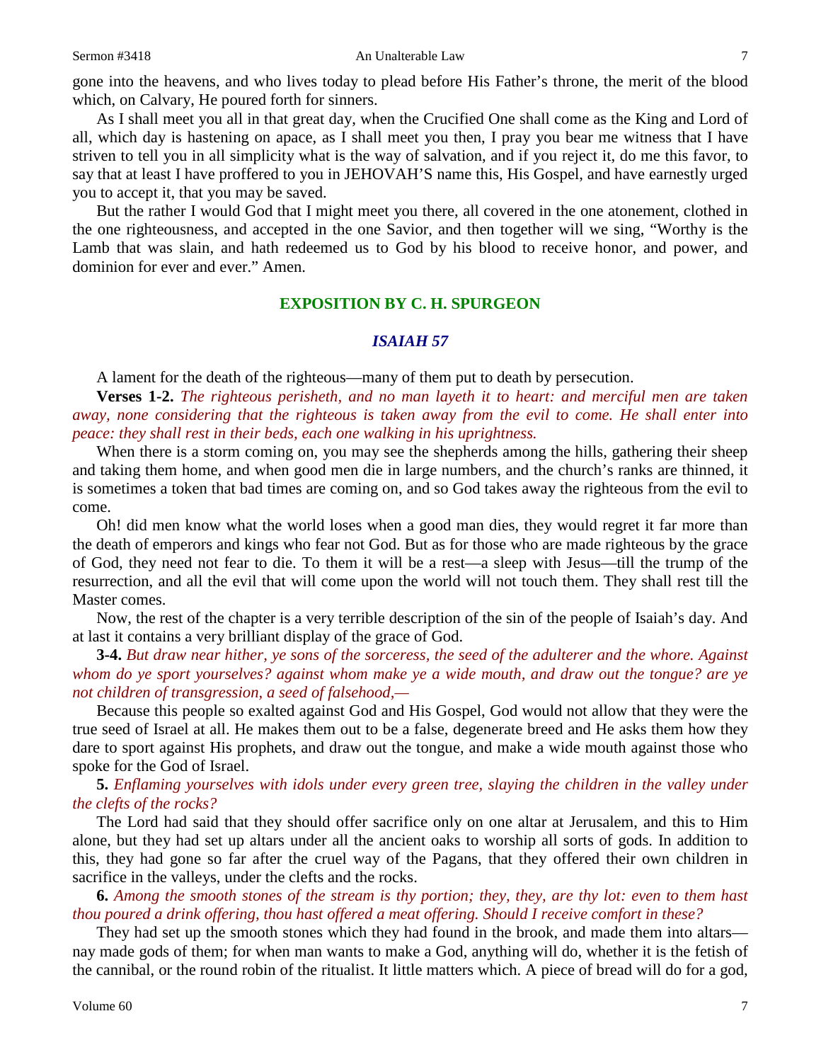gone into the heavens, and who lives today to plead before His Father's throne, the merit of the blood which, on Calvary, He poured forth for sinners.

As I shall meet you all in that great day, when the Crucified One shall come as the King and Lord of all, which day is hastening on apace, as I shall meet you then, I pray you bear me witness that I have striven to tell you in all simplicity what is the way of salvation, and if you reject it, do me this favor, to say that at least I have proffered to you in JEHOVAH'S name this, His Gospel, and have earnestly urged you to accept it, that you may be saved.

But the rather I would God that I might meet you there, all covered in the one atonement, clothed in the one righteousness, and accepted in the one Savior, and then together will we sing, "Worthy is the Lamb that was slain, and hath redeemed us to God by his blood to receive honor, and power, and dominion for ever and ever." Amen.

## EXPOSITION BY C. H. SPURGEON

### *ISAIAH 57*

A lament for the death of the righteous—many of them put to death by persecution.

**Verses 1-2.** *The righteous perisheth, and no man layeth it to heart: and merciful men are taken away, none considering that the righteous is taken away from the evil to come. He shall enter into peace: they shall rest in their beds, each one walking in his uprightness.*

When there is a storm coming on, you may see the shepherds among the hills, gathering their sheep and taking them home, and when good men die in large numbers, and the church's ranks are thinned, it is sometimes a token that bad times are coming on, and so God takes away the righteous from the evil to come.

Oh! did men know what the world loses when a good man dies, they would regret it far more than the death of emperors and kings who fear not God. But as for those who are made righteous by the grace of God, they need not fear to die. To them it will be a rest—a sleep with Jesus—till the trump of the resurrection, and all the evil that will come upon the world will not touch them. They shall rest till the Master comes.

Now, the rest of the chapter is a very terrible description of the sin of the people of Isaiah's day. And at last it contains a very brilliant display of the grace of God.

**3-4.** *But draw near hither, ye sons of the sorceress, the seed of the adulterer and the whore. Against whom do ye sport yourselves? against whom make ye a wide mouth, and draw out the tongue? are ye not children of transgression, a seed of falsehood,—*

Because this people so exalted against God and His Gospel, God would not allow that they were the true seed of Israel at all. He makes them out to be a false, degenerate breed and He asks them how they dare to sport against His prophets, and draw out the tongue, and make a wide mouth against those who spoke for the God of Israel.

**5.** *Enflaming yourselves with idols under every green tree, slaying the children in the valley under the clefts of the rocks?*

The Lord had said that they should offer sacrifice only on one altar at Jerusalem, and this to Him alone, but they had set up altars under all the ancient oaks to worship all sorts of gods. In addition to this, they had gone so far after the cruel way of the Pagans, that they offered their own children in sacrifice in the valleys, under the clefts and the rocks.

**6.** *Among the smooth stones of the stream is thy portion; they, they, are thy lot: even to them hast thou poured a drink offering, thou hast offered a meat offering. Should I receive comfort in these?*

They had set up the smooth stones which they had found in the brook, and made them into altars—nay made gods of them; for when man wants to make a God, anything will do, whether it is the fetish of the cannibal, or the round robin of the ritualist. It little matters which. A piece of bread will do for a god,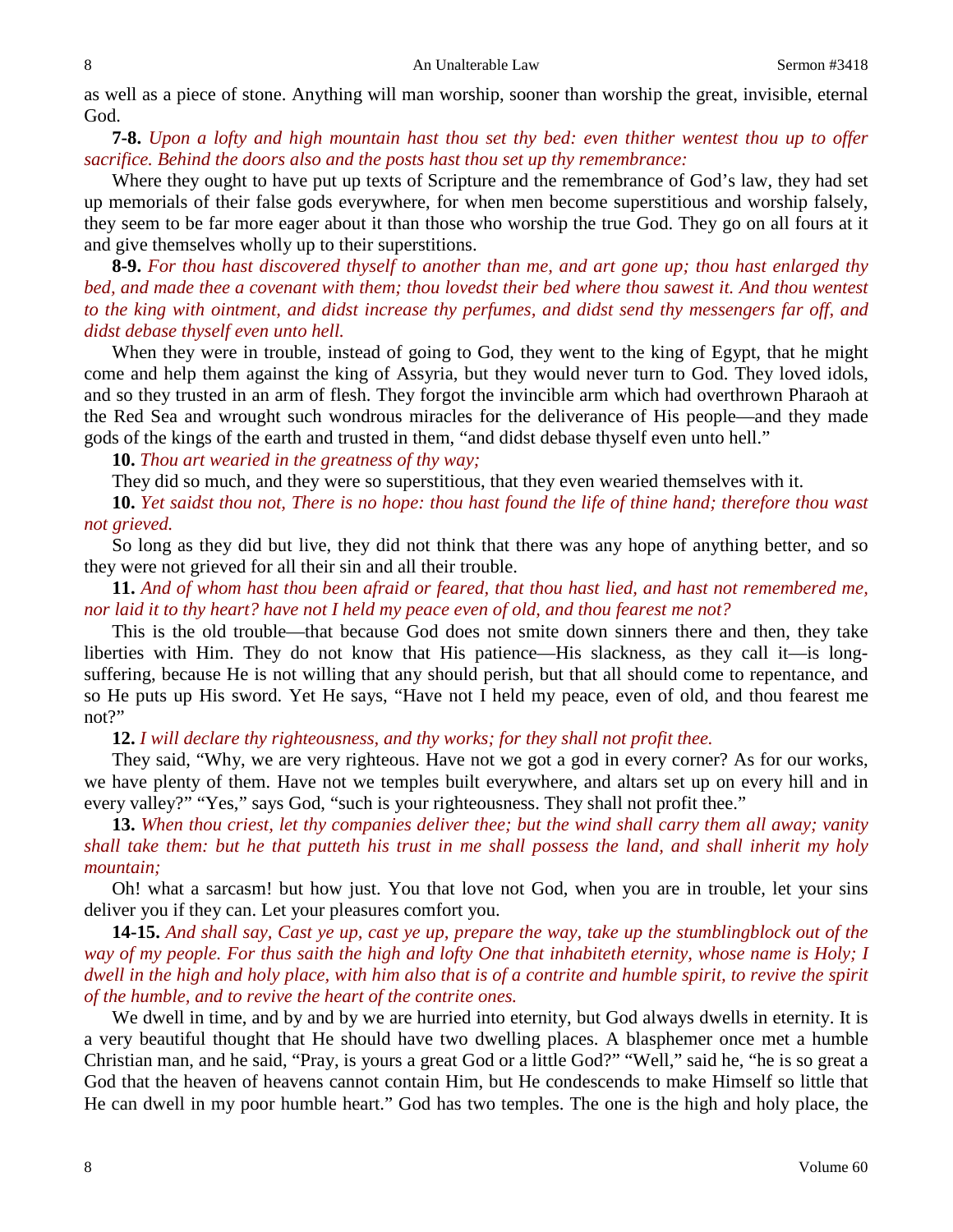as well as a piece of stone. Anything will man worship, sooner than worship the great, invisible, eternal God.

**7-8.** *Upon a lofty and high mountain hast thou set thy bed: even thither wentest thou up to offer sacrifice. Behind the doors also and the posts hast thou set up thy remembrance:*

Where they ought to have put up texts of Scripture and the remembrance of God's law, they had set up memorials of their false gods everywhere, for when men become superstitious and worship falsely, they seem to be far more eager about it than those who worship the true God. They go on all fours at it and give themselves wholly up to their superstitions.

**8-9.** *For thou hast discovered thyself to another than me, and art gone up; thou hast enlarged thy bed, and made thee a covenant with them; thou lovedst their bed where thou sawest it. And thou wentest to the king with ointment, and didst increase thy perfumes, and didst send thy messengers far off, and didst debase thyself even unto hell.*

When they were in trouble, instead of going to God, they went to the king of Egypt, that he might come and help them against the king of Assyria, but they would never turn to God. They loved idols, and so they trusted in an arm of flesh. They forgot the invincible arm which had overthrown Pharaoh at the Red Sea and wrought such wondrous miracles for the deliverance of His people—and they made gods of the kings of the earth and trusted in them, "and didst debase thyself even unto hell."

**10.** *Thou art wearied in the greatness of thy way;*

They did so much, and they were so superstitious, that they even wearied themselves with it.

**10.** *Yet saidst thou not, There is no hope: thou hast found the life of thine hand; therefore thou wast not grieved.*

So long as they did but live, they did not think that there was any hope of anything better, and so they were not grieved for all their sin and all their trouble.

**11.** *And of whom hast thou been afraid or feared, that thou hast lied, and hast not remembered me, nor laid it to thy heart? have not I held my peace even of old, and thou fearest me not?*

This is the old trouble—that because God does not smite down sinners there and then, they take liberties with Him. They do not know that His patience—His slackness, as they call it—is long-suffering, because He is not willing that any should perish, but that all should come to repentance, and so He puts up His sword. Yet He says, "Have not I held my peace, even of old, and thou fearest me not?"

**12.** *I will declare thy righteousness, and thy works; for they shall not profit thee.*

They said, "Why, we are very righteous. Have not we got a god in every corner? As for our works, we have plenty of them. Have not we temples built everywhere, and altars set up on every hill and in every valley?" "Yes," says God, "such is your righteousness. They shall not profit thee."

**13.** *When thou criest, let thy companies deliver thee; but the wind shall carry them all away; vanity shall take them: but he that putteth his trust in me shall possess the land, and shall inherit my holy mountain;*

Oh! what a sarcasm! but how just. You that love not God, when you are in trouble, let your sins deliver you if they can. Let your pleasures comfort you.

**14-15.** *And shall say, Cast ye up, cast ye up, prepare the way, take up the stumblingblock out of the way of my people. For thus saith the high and lofty One that inhabiteth eternity, whose name is Holy; I dwell in the high and holy place, with him also that is of a contrite and humble spirit, to revive the spirit of the humble, and to revive the heart of the contrite ones.*

We dwell in time, and by and by we are hurried into eternity, but God always dwells in eternity. It is a very beautiful thought that He should have two dwelling places. A blasphemer once met a humble Christian man, and he said, "Pray, is yours a great God or a little God?" "Well," said he, "he is so great a God that the heaven of heavens cannot contain Him, but He condescends to make Himself so little that He can dwell in my poor humble heart." God has two temples. The one is the high and holy place, the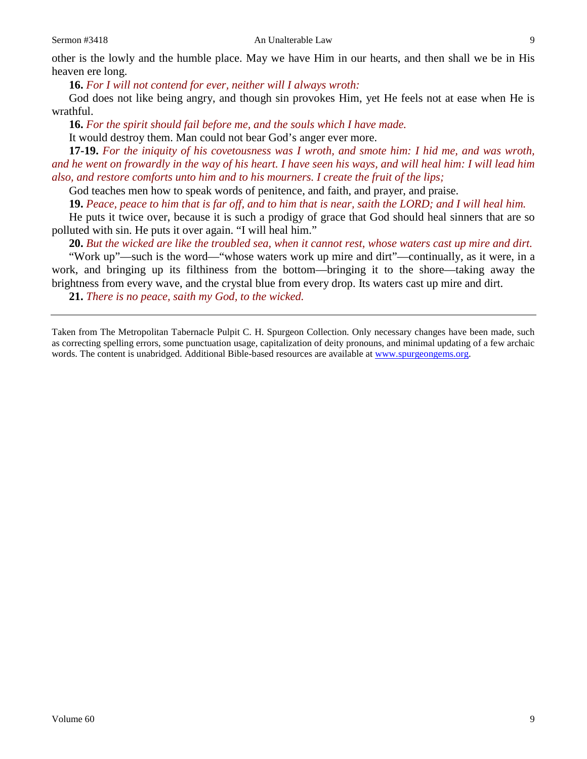other is the lowly and the humble place. May we have Him in our hearts, and then shall we be in His heaven ere long.

**16.** *For I will not contend for ever, neither will I always wroth:*

God does not like being angry, and though sin provokes Him, yet He feels not at ease when He is wrathful.

**16.** *For the spirit should fail before me, and the souls which I have made.*

It would destroy them. Man could not bear God's anger ever more.

**17-19.** *For the iniquity of his covetousness was I wroth, and smote him: I hid me, and was wroth, and he went on frowardly in the way of his heart. I have seen his ways, and will heal him: I will lead him also, and restore comforts unto him and to his mourners. I create the fruit of the lips;*

God teaches men how to speak words of penitence, and faith, and prayer, and praise.

**19.** *Peace, peace to him that is far off, and to him that is near, saith the LORD; and I will heal him.*

He puts it twice over, because it is such a prodigy of grace that God should heal sinners that are so polluted with sin. He puts it over again. "I will heal him."

**20.** *But the wicked are like the troubled sea, when it cannot rest, whose waters cast up mire and dirt.*

"Work up"—such is the word—"whose waters work up mire and dirt"—continually, as it were, in a work, and bringing up its filthiness from the bottom—bringing it to the shore—taking away the brightness from every wave, and the crystal blue from every drop. Its waters cast up mire and dirt.

**21.** *There is no peace, saith my God, to the wicked.*

---

Taken from The Metropolitan Tabernacle Pulpit C. H. Spurgeon Collection. Only necessary changes have been made, such as correcting spelling errors, some punctuation usage, capitalization of deity pronouns, and minimal updating of a few archaic words. The content is unabridged. Additional Bible-based resources are available at [www.spurgeongems.org](http://www.spurgeongems.org).